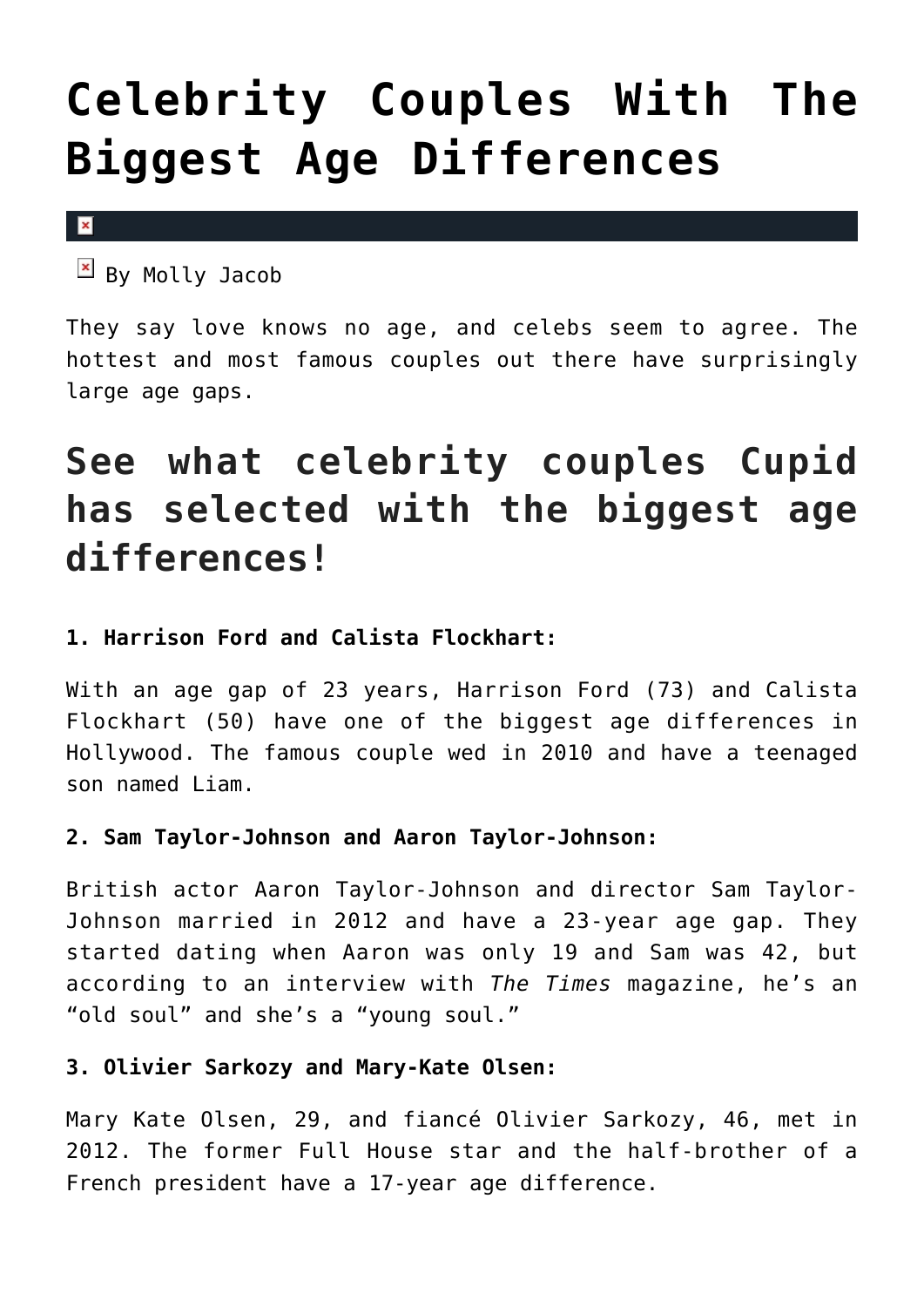# Celebrity Couples With The Biggest Age Differences

By Molly Jacob

They say love knows no age, and celebs seem to agree. The hottest and most famous couples out there have surprisingly large age gaps.

## See what celebrity couples Cupid has selected with the biggest age differences!

**1. Harrison Ford and Calista Flockhart:**

With an age gap of 23 years, Harrison Ford (73) and Calista Flockhart (50) have one of the biggest age differences in Hollywood. The famous couple wed in 2010 and have a teenaged son named Liam.

**2. Sam Taylor-Johnson and Aaron Taylor-Johnson:**

British actor Aaron Taylor-Johnson and director Sam Taylor-Johnson married in 2012 and have a 23-year age gap. They started dating when Aaron was only 19 and Sam was 42, but according to an interview with *The Times* magazine, he's an "old soul" and she's a "young soul."

**3. Olivier Sarkozy and Mary-Kate Olsen:**

Mary Kate Olsen, 29, and fiancé Olivier Sarkozy, 46, met in 2012. The former Full House star and the half-brother of a French president have a 17-year age difference.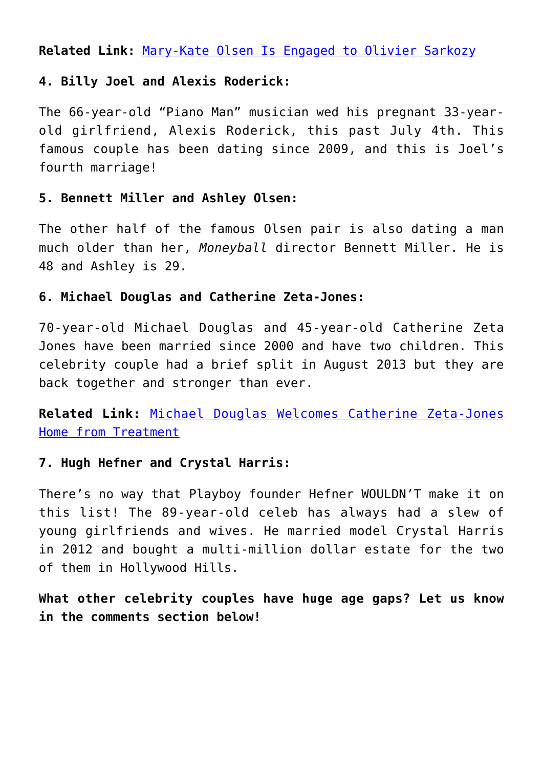**Related Link:** [Mary-Kate Olsen Is Engaged to Olivier Sarkozy]()

**4. Billy Joel and Alexis Roderick:**

The 66-year-old "Piano Man" musician wed his pregnant 33-year-old girlfriend, Alexis Roderick, this past July 4th. This famous couple has been dating since 2009, and this is Joel's fourth marriage!

**5. Bennett Miller and Ashley Olsen:**

The other half of the famous Olsen pair is also dating a man much older than her, *Moneyball* director Bennett Miller. He is 48 and Ashley is 29.

**6. Michael Douglas and Catherine Zeta-Jones:**

70-year-old Michael Douglas and 45-year-old Catherine Zeta Jones have been married since 2000 and have two children. This celebrity couple had a brief split in August 2013 but they are back together and stronger than ever.

**Related Link:** [Michael Douglas Welcomes Catherine Zeta-Jones Home from Treatment]()

**7. Hugh Hefner and Crystal Harris:**

There's no way that Playboy founder Hefner WOULDN'T make it on this list! The 89-year-old celeb has always had a slew of young girlfriends and wives. He married model Crystal Harris in 2012 and bought a multi-million dollar estate for the two of them in Hollywood Hills.

**What other celebrity couples have huge age gaps? Let us know in the comments section below!**